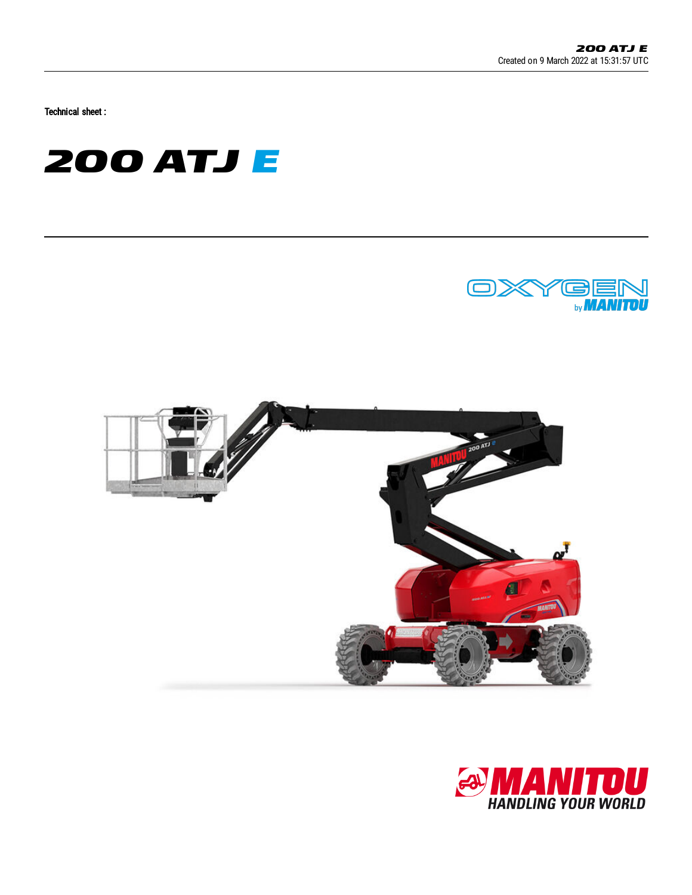Technical sheet :

# 200 ATJ E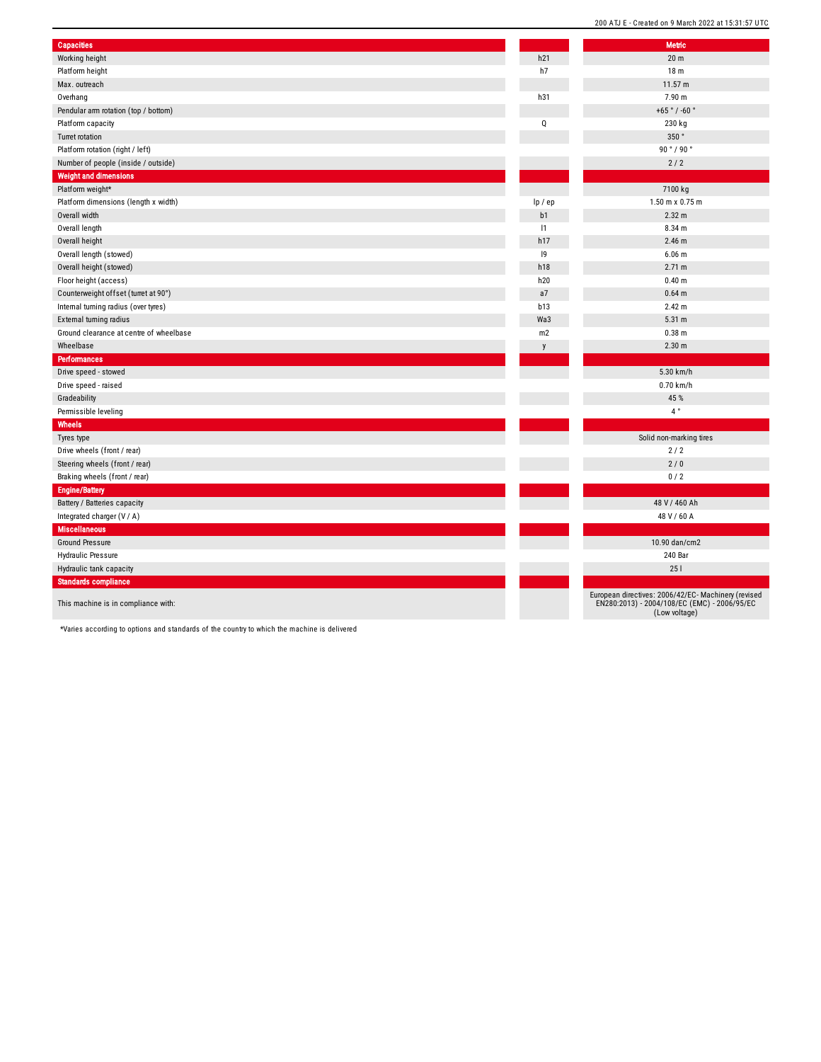| Capacities | | Metric |
|---|---|---|
| Working height | h21 | 20 m |
| Platform height | h7 | 18 m |
| Max. outreach | | 11.57 m |
| Overhang | h31 | 7.90 m |
| Pendular arm rotation (top / bottom) | | +65 ° / -60 ° |
| Platform capacity | Q | 230 kg |
| Turret rotation | | 350 ° |
| Platform rotation (right / left) | | 90 ° / 90 ° |
| Number of people (inside / outside) | | 2 / 2 |
| **Weight and dimensions** | | |
| Platform weight* | | 7100 kg |
| Platform dimensions (length x width) | lp / ep | 1.50 m x 0.75 m |
| Overall width | b1 | 2.32 m |
| Overall length | l1 | 8.34 m |
| Overall height | h17 | 2.46 m |
| Overall length (stowed) | l9 | 6.06 m |
| Overall height (stowed) | h18 | 2.71 m |
| Floor height (access) | h20 | 0.40 m |
| Counterweight offset (turret at 90°) | a7 | 0.64 m |
| Internal turning radius (over tyres) | b13 | 2.42 m |
| External turning radius | Wa3 | 5.31 m |
| Ground clearance at centre of wheelbase | m2 | 0.38 m |
| Wheelbase | y | 2.30 m |
| **Performances** | | |
| Drive speed - stowed | | 5.30 km/h |
| Drive speed - raised | | 0.70 km/h |
| Gradeability | | 45 % |
| Permissible leveling | | 4 ° |
| **Wheels** | | |
| Tyres type | | Solid non-marking tires |
| Drive wheels (front / rear) | | 2 / 2 |
| Steering wheels (front / rear) | | 2 / 0 |
| Braking wheels (front / rear) | | 0 / 2 |
| **Engine/Battery** | | |
| Battery / Batteries capacity | | 48 V / 460 Ah |
| Integrated charger (V / A) | | 48 V / 60 A |
| **Miscellaneous** | | |
| Ground Pressure | | 10.90 dan/cm2 |
| Hydraulic Pressure | | 240 Bar |
| Hydraulic tank capacity | | 25 l |
| **Standards compliance** | | |
| This machine is in compliance with: | | European directives: 2006/42/EC- Machinery (revised EN280:2013) - 2004/108/EC (EMC) - 2006/95/EC (Low voltage) |

*Varies according to options and standards of the country to which the machine is delivered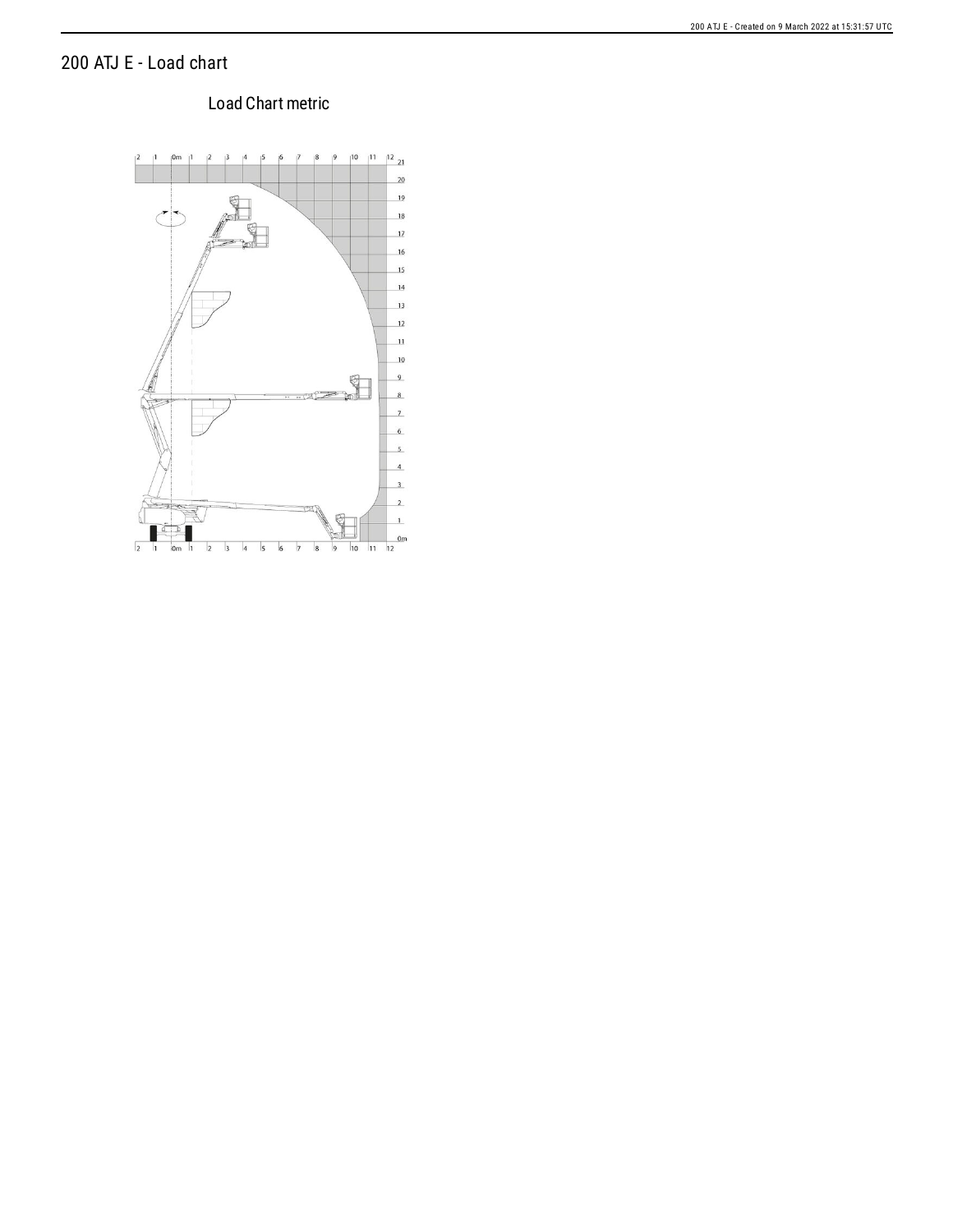# 200 ATJ E - Load chart

Load Chart metric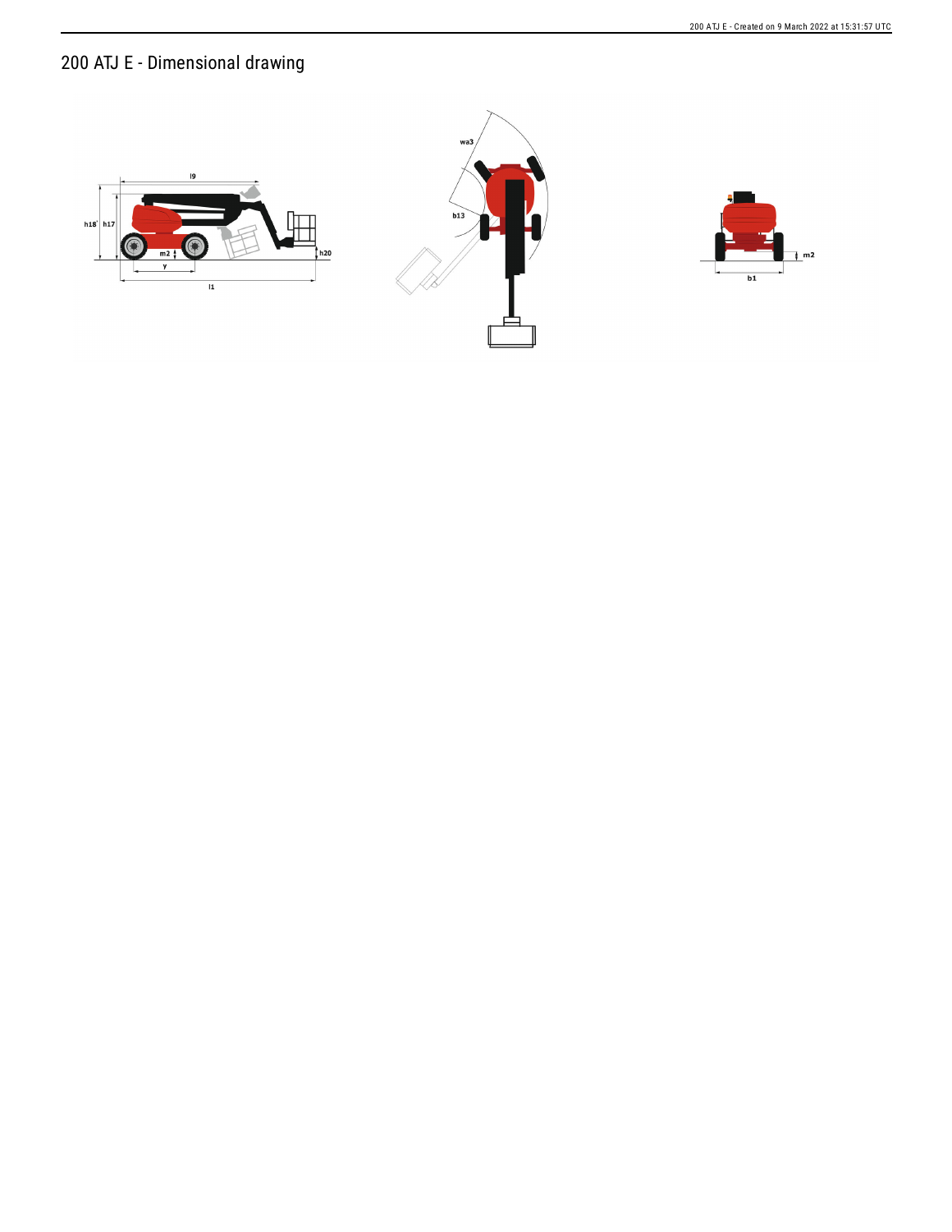# 200 ATJ E - Dimensional drawing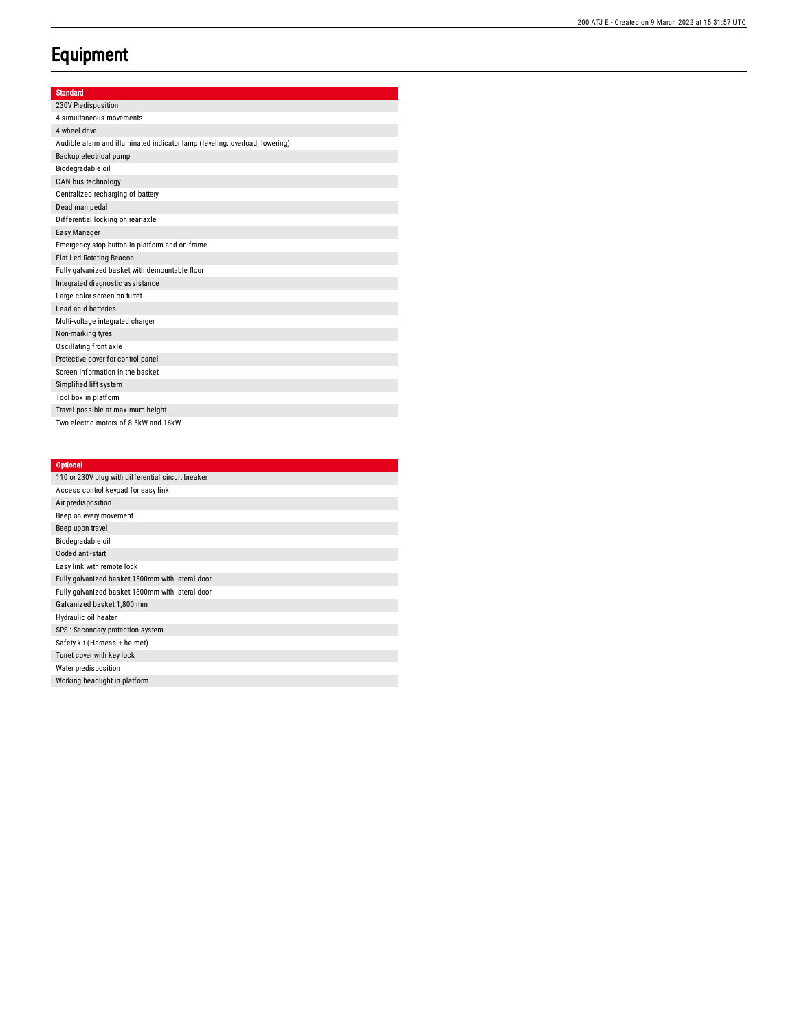# Equipment

| Standard |
| --- |
| 230V Predisposition |
| 4 simultaneous movements |
| 4 wheel drive |
| Audible alarm and illuminated indicator lamp (leveling, overload, lowering) |
| Backup electrical pump |
| Biodegradable oil |
| CAN bus technology |
| Centralized recharging of battery |
| Dead man pedal |
| Differential locking on rear axle |
| Easy Manager |
| Emergency stop button in platform and on frame |
| Flat Led Rotating Beacon |
| Fully galvanized basket with demountable floor |
| Integrated diagnostic assistance |
| Large color screen on turret |
| Lead acid batteries |
| Multi-voltage integrated charger |
| Non-marking tyres |
| Oscillating front axle |
| Protective cover for control panel |
| Screen information in the basket |
| Simplified lift system |
| Tool box in platform |
| Travel possible at maximum height |
| Two electric motors of 8.5kW and 16kW |

| Optional |
| --- |
| 110 or 230V plug with differential circuit breaker |
| Access control keypad for easy link |
| Air predisposition |
| Beep on every movement |
| Beep upon travel |
| Biodegradable oil |
| Coded anti-start |
| Easy link with remote lock |
| Fully galvanized basket 1500mm with lateral door |
| Fully galvanized basket 1800mm with lateral door |
| Galvanized basket 1,800 mm |
| Hydraulic oil heater |
| SPS : Secondary protection system |
| Safety kit (Harness + helmet) |
| Turret cover with key lock |
| Water predisposition |
| Working headlight in platform |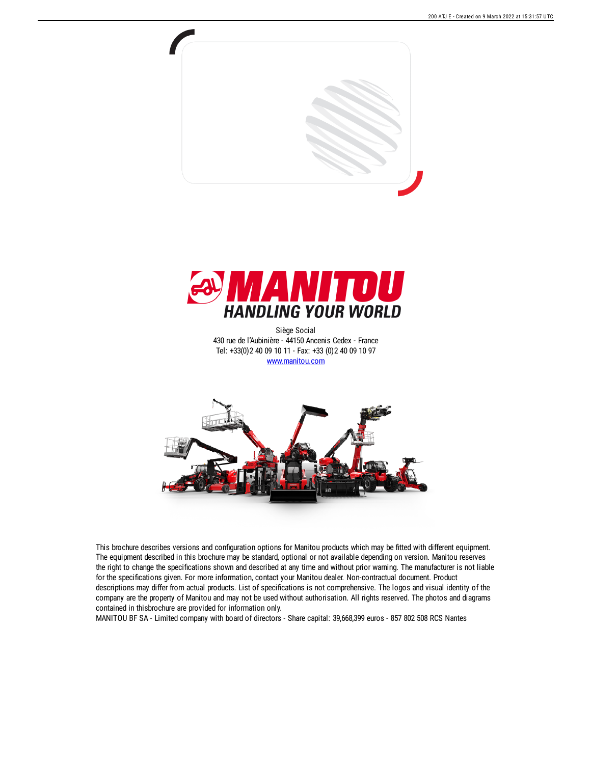Siège Social
430 rue de l'Aubinière - 44150 Ancenis Cedex - France
Tel: +33(0)2 40 09 10 11 - Fax: +33 (0)2 40 09 10 97
[www.manitou.com](http://www.manitou.com)

This brochure describes versions and configuration options for Manitou products which may be fitted with different equipment. The equipment described in this brochure may be standard, optional or not available depending on version. Manitou reserves the right to change the specifications shown and described at any time and without prior warning. The manufacturer is not liable for the specifications given. For more information, contact your Manitou dealer. Non-contractual document. Product descriptions may differ from actual products. List of specifications is not comprehensive. The logos and visual identity of the company are the property of Manitou and may not be used without authorisation. All rights reserved. The photos and diagrams contained in thisbrochure are provided for information only.
MANITOU BF SA - Limited company with board of directors - Share capital: 39,668,399 euros - 857 802 508 RCS Nantes